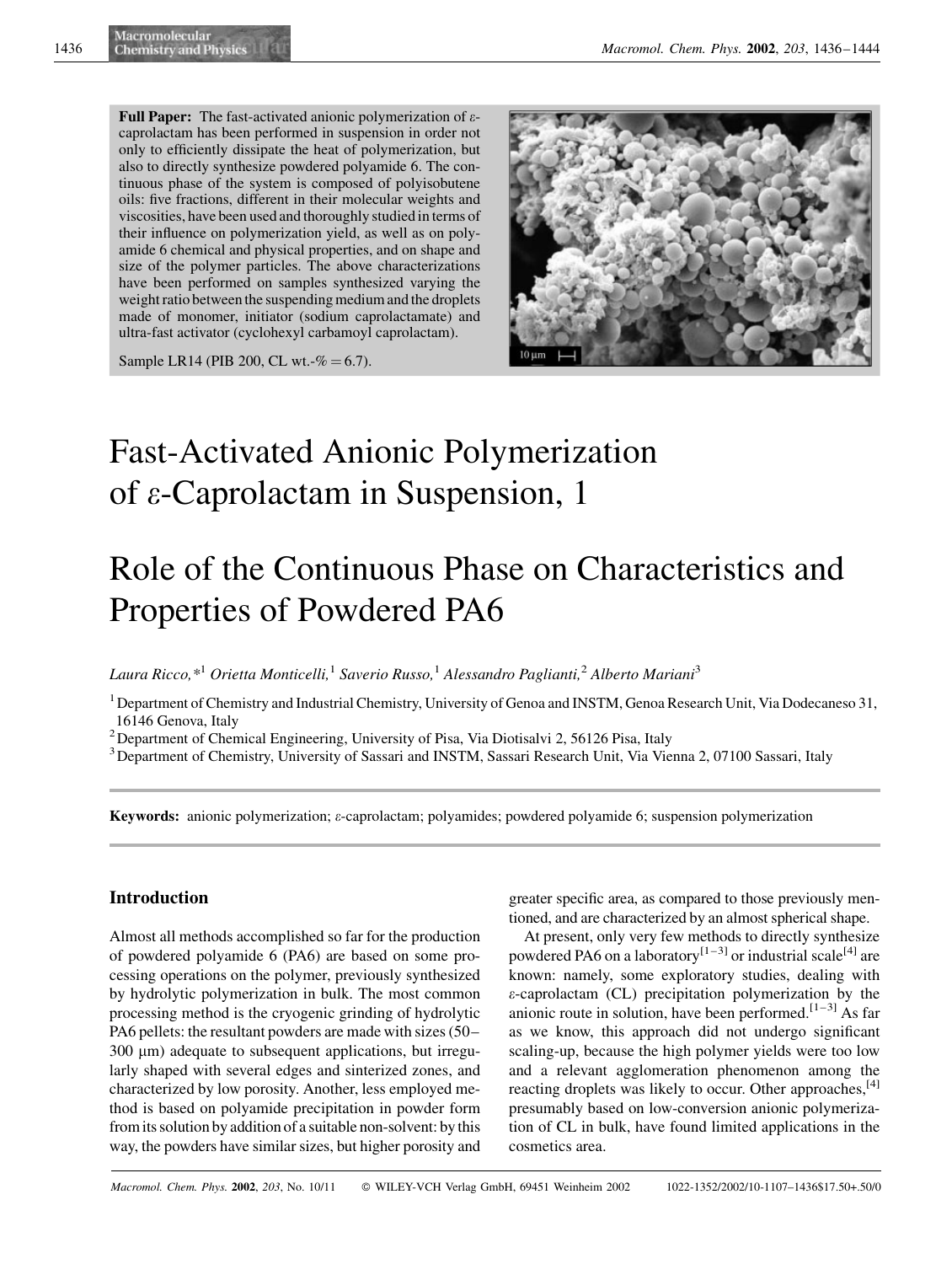**Full Paper:** The fast-activated anionic polymerization of ε-caprolactam has been performed in suspension in order not only to efficiently dissipate the heat of polymerization, but also to directly synthesize powdered polyamide 6. The continuous phase of the system is composed of polyisobutene oils: five fractions, different in their molecular weights and viscosities, have been used and thoroughly studied in terms of their influence on polymerization yield, as well as on polyamide 6 chemical and physical properties, and on shape and size of the polymer particles. The above characterizations have been performed on samples synthesized varying the weight ratio between the suspending medium and the droplets made of monomer, initiator (sodium caprolactamate) and ultra-fast activator (cyclohexyl carbamoyl caprolactam).

Sample LR14 (PIB 200, CL wt.-% = 6.7).

# Fast-Activated Anionic Polymerization of ε-Caprolactam in Suspension, 1

# Role of the Continuous Phase on Characteristics and Properties of Powdered PA6

*Laura Ricco,\*[1] Orietta Monticelli,[1] Saverio Russo,[1] Alessandro Paglianti,[2] Alberto Mariani[3]*

[1] Department of Chemistry and Industrial Chemistry, University of Genoa and INSTM, Genoa Research Unit, Via Dodecaneso 31, 16146 Genova, Italy

[2] Department of Chemical Engineering, University of Pisa, Via Diotisalvi 2, 56126 Pisa, Italy

[3] Department of Chemistry, University of Sassari and INSTM, Sassari Research Unit, Via Vienna 2, 07100 Sassari, Italy

**Keywords:** anionic polymerization; ε-caprolactam; polyamides; powdered polyamide 6; suspension polymerization

## Introduction

Almost all methods accomplished so far for the production of powdered polyamide 6 (PA6) are based on some processing operations on the polymer, previously synthesized by hydrolytic polymerization in bulk. The most common processing method is the cryogenic grinding of hydrolytic PA6 pellets: the resultant powders are made with sizes (50–300 μm) adequate to subsequent applications, but irregularly shaped with several edges and sintered zones, and characterized by low porosity. Another, less employed method is based on polyamide precipitation in powder form from its solution by addition of a suitable non-solvent: by this way, the powders have similar sizes, but higher porosity and greater specific area, as compared to those previously mentioned, and are characterized by an almost spherical shape.

At present, only very few methods to directly synthesize powdered PA6 on a laboratory[1–3] or industrial scale[4] are known: namely, some exploratory studies, dealing with ε-caprolactam (CL) precipitation polymerization by the anionic route in solution, have been performed.[1–3] As far as we know, this approach did not undergo significant scaling-up, because the high polymer yields were too low and a relevant agglomeration phenomenon among the reacting droplets was likely to occur. Other approaches,[4] presumably based on low-conversion anionic polymerization of CL in bulk, have found limited applications in the cosmetics area.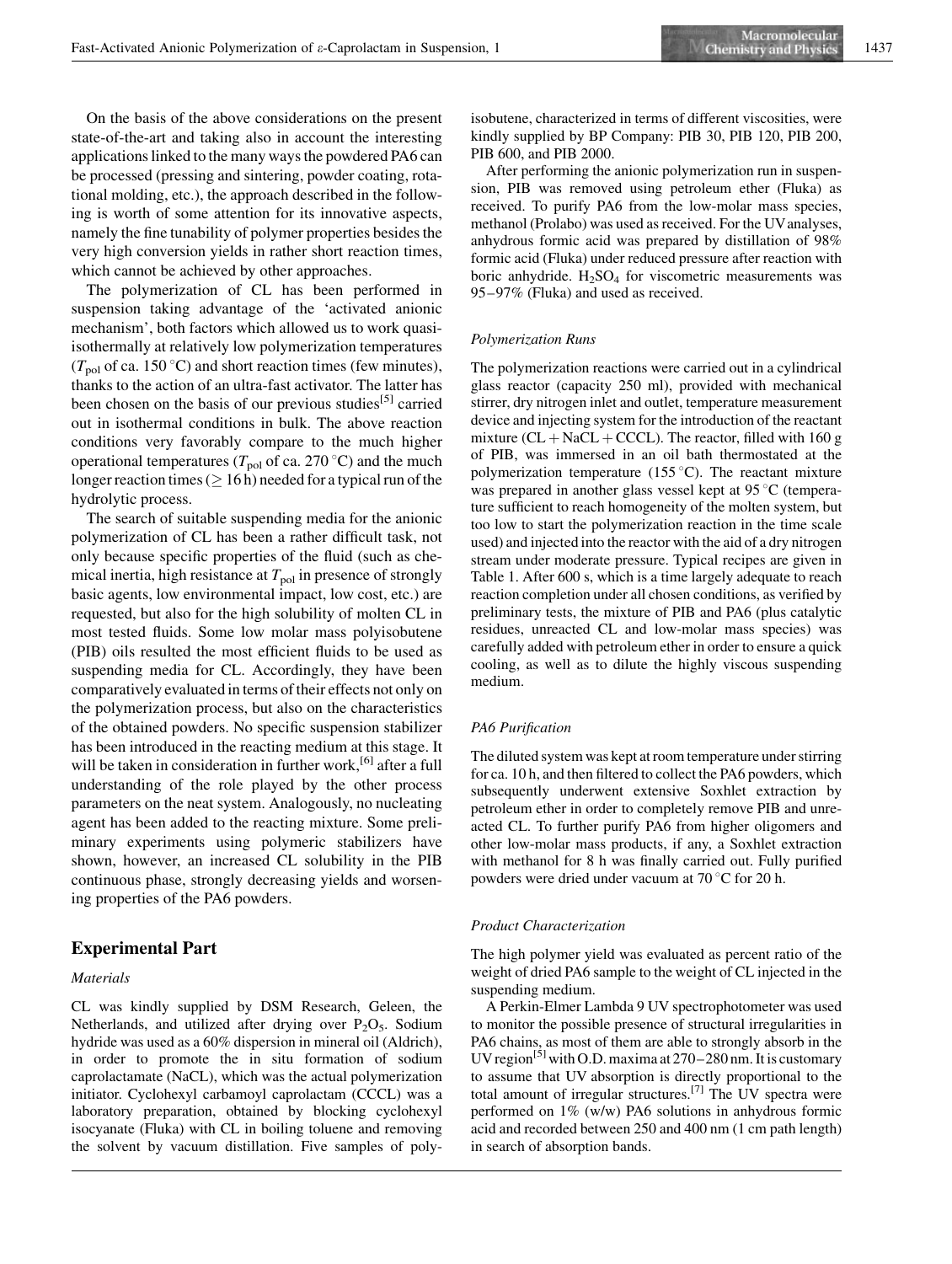On the basis of the above considerations on the present state-of-the-art and taking also in account the interesting applications linked to the many ways the powdered PA6 can be processed (pressing and sintering, powder coating, rotational molding, etc.), the approach described in the following is worth of some attention for its innovative aspects, namely the fine tunability of polymer properties besides the very high conversion yields in rather short reaction times, which cannot be achieved by other approaches.

The polymerization of CL has been performed in suspension taking advantage of the 'activated anionic mechanism', both factors which allowed us to work quasi-isothermally at relatively low polymerization temperatures ($T_{pol}$ of ca. 150 °C) and short reaction times (few minutes), thanks to the action of an ultra-fast activator. The latter has been chosen on the basis of our previous studies[5] carried out in isothermal conditions in bulk. The above reaction conditions very favorably compare to the much higher operational temperatures ($T_{pol}$ of ca. 270 °C) and the much longer reaction times ($\geq$ 16 h) needed for a typical run of the hydrolytic process.

The search of suitable suspending media for the anionic polymerization of CL has been a rather difficult task, not only because specific properties of the fluid (such as chemical inertia, high resistance at $T_{pol}$ in presence of strongly basic agents, low environmental impact, low cost, etc.) are requested, but also for the high solubility of molten CL in most tested fluids. Some low molar mass polyisobutene (PIB) oils resulted the most efficient fluids to be used as suspending media for CL. Accordingly, they have been comparatively evaluated in terms of their effects not only on the polymerization process, but also on the characteristics of the obtained powders. No specific suspension stabilizer has been introduced in the reacting medium at this stage. It will be taken in consideration in further work,[6] after a full understanding of the role played by the other process parameters on the neat system. Analogously, no nucleating agent has been added to the reacting mixture. Some preliminary experiments using polymeric stabilizers have shown, however, an increased CL solubility in the PIB continuous phase, strongly decreasing yields and worsening properties of the PA6 powders.

## Experimental Part

### *Materials*

CL was kindly supplied by DSM Research, Geleen, the Netherlands, and utilized after drying over $P_2O_5$. Sodium hydride was used as a 60% dispersion in mineral oil (Aldrich), in order to promote the in situ formation of sodium caprolactamate (NaCL), which was the actual polymerization initiator. Cyclohexyl carbamoyl caprolactam (CCCL) was a laboratory preparation, obtained by blocking cyclohexyl isocyanate (Fluka) with CL in boiling toluene and removing the solvent by vacuum distillation. Five samples of polyisobutene, characterized in terms of different viscosities, were kindly supplied by BP Company: PIB 30, PIB 120, PIB 200, PIB 600, and PIB 2000.

After performing the anionic polymerization run in suspension, PIB was removed using petroleum ether (Fluka) as received. To purify PA6 from the low-molar mass species, methanol (Prolabo) was used as received. For the UV analyses, anhydrous formic acid was prepared by distillation of 98% formic acid (Fluka) under reduced pressure after reaction with boric anhydride. $H_2SO_4$ for viscometric measurements was 95–97% (Fluka) and used as received.

### *Polymerization Runs*

The polymerization reactions were carried out in a cylindrical glass reactor (capacity 250 ml), provided with mechanical stirrer, dry nitrogen inlet and outlet, temperature measurement device and injecting system for the introduction of the reactant mixture (CL + NaCL + CCCL). The reactor, filled with 160 g of PIB, was immersed in an oil bath thermostated at the polymerization temperature (155 °C). The reactant mixture was prepared in another glass vessel kept at 95 °C (temperature sufficient to reach homogeneity of the molten system, but too low to start the polymerization reaction in the time scale used) and injected into the reactor with the aid of a dry nitrogen stream under moderate pressure. Typical recipes are given in Table 1. After 600 s, which is a time largely adequate to reach reaction completion under all chosen conditions, as verified by preliminary tests, the mixture of PIB and PA6 (plus catalytic residues, unreacted CL and low-molar mass species) was carefully added with petroleum ether in order to ensure a quick cooling, as well as to dilute the highly viscous suspending medium.

### *PA6 Purification*

The diluted system was kept at room temperature under stirring for ca. 10 h, and then filtered to collect the PA6 powders, which subsequently underwent extensive Soxhlet extraction by petroleum ether in order to completely remove PIB and unreacted CL. To further purify PA6 from higher oligomers and other low-molar mass products, if any, a Soxhlet extraction with methanol for 8 h was finally carried out. Fully purified powders were dried under vacuum at 70 °C for 20 h.

### *Product Characterization*

The high polymer yield was evaluated as percent ratio of the weight of dried PA6 sample to the weight of CL injected in the suspending medium.

A Perkin-Elmer Lambda 9 UV spectrophotometer was used to monitor the possible presence of structural irregularities in PA6 chains, as most of them are able to strongly absorb in the UV region[5] with O.D. maxima at 270–280 nm. It is customary to assume that UV absorption is directly proportional to the total amount of irregular structures.[7] The UV spectra were performed on 1% (w/w) PA6 solutions in anhydrous formic acid and recorded between 250 and 400 nm (1 cm path length) in search of absorption bands.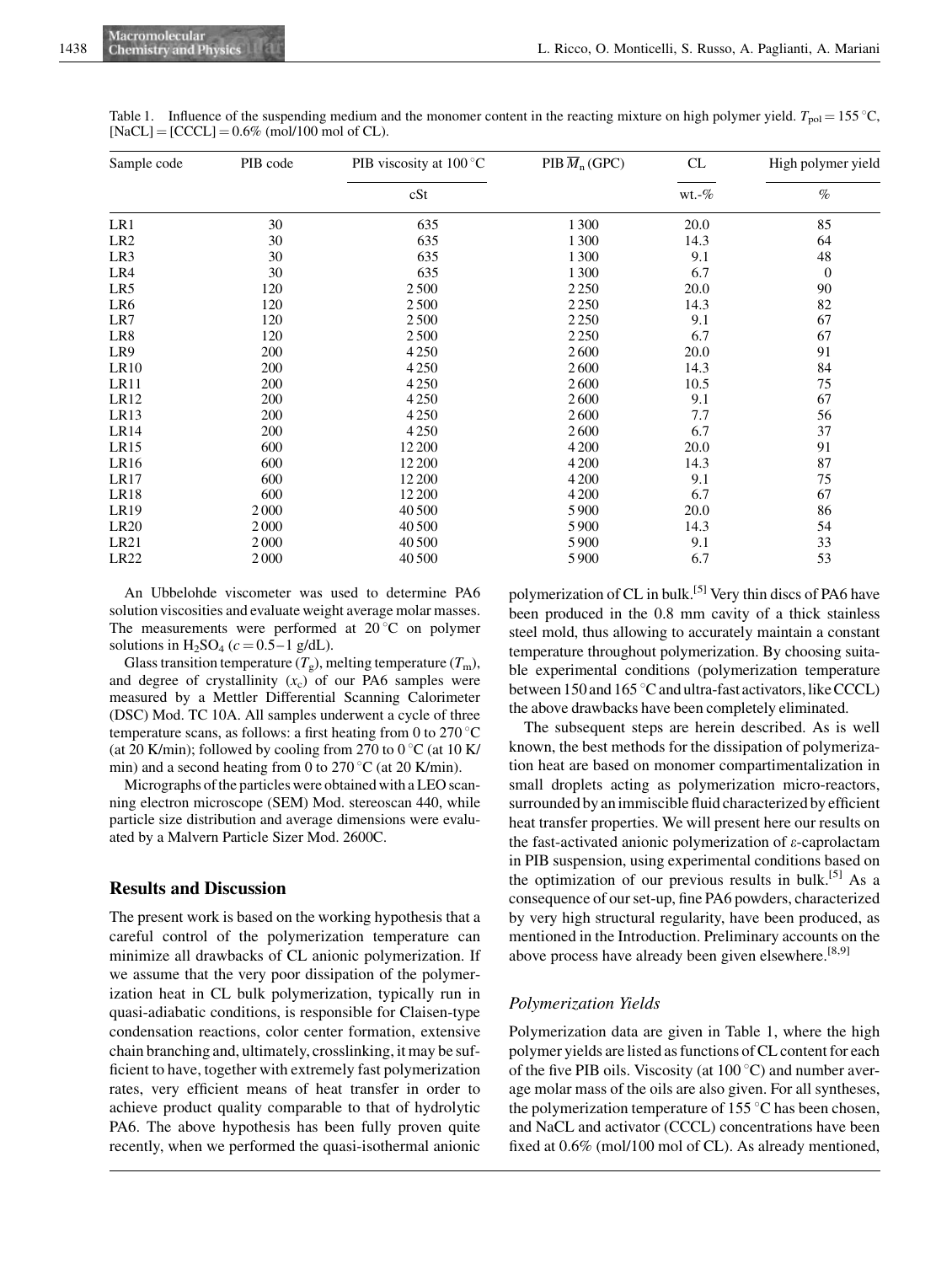Table 1. Influence of the suspending medium and the monomer content in the reacting mixture on high polymer yield. $T_{pol} = 155\,^{\circ}C$, [NaCL] = [CCCL] = 0.6% (mol/100 mol of CL).

| Sample code | PIB code | PIB viscosity at 100 °C | PIB $\overline{M}_n$ (GPC) | CL | High polymer yield |
|---|---|---|---|---|---|
| | | cSt | | wt.-% | % |
| LR1 | 30 | 635 | 1 300 | 20.0 | 85 |
| LR2 | 30 | 635 | 1 300 | 14.3 | 64 |
| LR3 | 30 | 635 | 1 300 | 9.1 | 48 |
| LR4 | 30 | 635 | 1 300 | 6.7 | 0 |
| LR5 | 120 | 2 500 | 2 250 | 20.0 | 90 |
| LR6 | 120 | 2 500 | 2 250 | 14.3 | 82 |
| LR7 | 120 | 2 500 | 2 250 | 9.1 | 67 |
| LR8 | 120 | 2 500 | 2 250 | 6.7 | 67 |
| LR9 | 200 | 4 250 | 2 600 | 20.0 | 91 |
| LR10 | 200 | 4 250 | 2 600 | 14.3 | 84 |
| LR11 | 200 | 4 250 | 2 600 | 10.5 | 75 |
| LR12 | 200 | 4 250 | 2 600 | 9.1 | 67 |
| LR13 | 200 | 4 250 | 2 600 | 7.7 | 56 |
| LR14 | 200 | 4 250 | 2 600 | 6.7 | 37 |
| LR15 | 600 | 12 200 | 4 200 | 20.0 | 91 |
| LR16 | 600 | 12 200 | 4 200 | 14.3 | 87 |
| LR17 | 600 | 12 200 | 4 200 | 9.1 | 75 |
| LR18 | 600 | 12 200 | 4 200 | 6.7 | 67 |
| LR19 | 2 000 | 40 500 | 5 900 | 20.0 | 86 |
| LR20 | 2 000 | 40 500 | 5 900 | 14.3 | 54 |
| LR21 | 2 000 | 40 500 | 5 900 | 9.1 | 33 |
| LR22 | 2 000 | 40 500 | 5 900 | 6.7 | 53 |

An Ubbelohde viscometer was used to determine PA6 solution viscosities and evaluate weight average molar masses. The measurements were performed at 20 °C on polymer solutions in $H_2SO_4$ ($c = 0.5–1$ g/dL).

Glass transition temperature ($T_g$), melting temperature ($T_m$), and degree of crystallinity ($x_c$) of our PA6 samples were measured by a Mettler Differential Scanning Calorimeter (DSC) Mod. TC 10A. All samples underwent a cycle of three temperature scans, as follows: a first heating from 0 to 270 °C (at 20 K/min); followed by cooling from 270 to 0 °C (at 10 K/min) and a second heating from 0 to 270 °C (at 20 K/min).

Micrographs of the particles were obtained with a LEO scanning electron microscope (SEM) Mod. stereoscan 440, while particle size distribution and average dimensions were evaluated by a Malvern Particle Sizer Mod. 2600C.

## Results and Discussion

The present work is based on the working hypothesis that a careful control of the polymerization temperature can minimize all drawbacks of CL anionic polymerization. If we assume that the very poor dissipation of the polymerization heat in CL bulk polymerization, typically run in quasi-adiabatic conditions, is responsible for Claisen-type condensation reactions, color center formation, extensive chain branching and, ultimately, crosslinking, it may be sufficient to have, together with extremely fast polymerization rates, very efficient means of heat transfer in order to achieve product quality comparable to that of hydrolytic PA6. The above hypothesis has been fully proven quite recently, when we performed the quasi-isothermal anionic polymerization of CL in bulk.[5] Very thin discs of PA6 have been produced in the 0.8 mm cavity of a thick stainless steel mold, thus allowing to accurately maintain a constant temperature throughout polymerization. By choosing suitable experimental conditions (polymerization temperature between 150 and 165 °C and ultra-fast activators, like CCCL) the above drawbacks have been completely eliminated.

The subsequent steps are herein described. As is well known, the best methods for the dissipation of polymerization heat are based on monomer compartimentalization in small droplets acting as polymerization micro-reactors, surrounded by an immiscible fluid characterized by efficient heat transfer properties. We will present here our results on the fast-activated anionic polymerization of ε-caprolactam in PIB suspension, using experimental conditions based on the optimization of our previous results in bulk.[5] As a consequence of our set-up, fine PA6 powders, characterized by very high structural regularity, have been produced, as mentioned in the Introduction. Preliminary accounts on the above process have already been given elsewhere.[8,9]

### Polymerization Yields

Polymerization data are given in Table 1, where the high polymer yields are listed as functions of CL content for each of the five PIB oils. Viscosity (at 100 °C) and number average molar mass of the oils are also given. For all syntheses, the polymerization temperature of 155 °C has been chosen, and NaCL and activator (CCCL) concentrations have been fixed at 0.6% (mol/100 mol of CL). As already mentioned,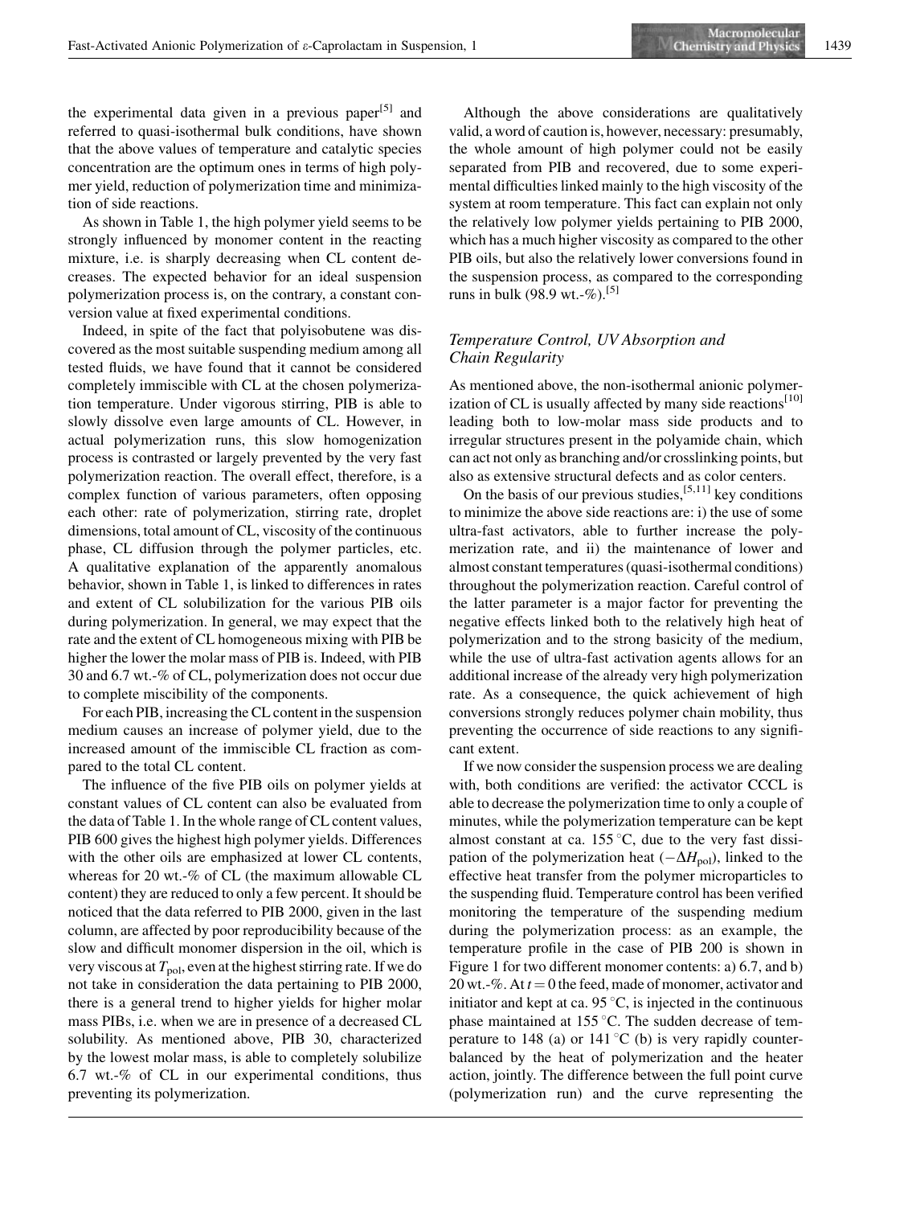the experimental data given in a previous paper[5] and referred to quasi-isothermal bulk conditions, have shown that the above values of temperature and catalytic species concentration are the optimum ones in terms of high polymer yield, reduction of polymerization time and minimization of side reactions.

As shown in Table 1, the high polymer yield seems to be strongly influenced by monomer content in the reacting mixture, i.e. is sharply decreasing when CL content decreases. The expected behavior for an ideal suspension polymerization process is, on the contrary, a constant conversion value at fixed experimental conditions.

Indeed, in spite of the fact that polyisobutene was discovered as the most suitable suspending medium among all tested fluids, we have found that it cannot be considered completely immiscible with CL at the chosen polymerization temperature. Under vigorous stirring, PIB is able to slowly dissolve even large amounts of CL. However, in actual polymerization runs, this slow homogenization process is contrasted or largely prevented by the very fast polymerization reaction. The overall effect, therefore, is a complex function of various parameters, often opposing each other: rate of polymerization, stirring rate, droplet dimensions, total amount of CL, viscosity of the continuous phase, CL diffusion through the polymer particles, etc. A qualitative explanation of the apparently anomalous behavior, shown in Table 1, is linked to differences in rates and extent of CL solubilization for the various PIB oils during polymerization. In general, we may expect that the rate and the extent of CL homogeneous mixing with PIB be higher the lower the molar mass of PIB is. Indeed, with PIB 30 and 6.7 wt.-% of CL, polymerization does not occur due to complete miscibility of the components.

For each PIB, increasing the CL content in the suspension medium causes an increase of polymer yield, due to the increased amount of the immiscible CL fraction as compared to the total CL content.

The influence of the five PIB oils on polymer yields at constant values of CL content can also be evaluated from the data of Table 1. In the whole range of CL content values, PIB 600 gives the highest high polymer yields. Differences with the other oils are emphasized at lower CL contents, whereas for 20 wt.-% of CL (the maximum allowable CL content) they are reduced to only a few percent. It should be noticed that the data referred to PIB 2000, given in the last column, are affected by poor reproducibility because of the slow and difficult monomer dispersion in the oil, which is very viscous at $T_{pol}$, even at the highest stirring rate. If we do not take in consideration the data pertaining to PIB 2000, there is a general trend to higher yields for higher molar mass PIBs, i.e. when we are in presence of a decreased CL solubility. As mentioned above, PIB 30, characterized by the lowest molar mass, is able to completely solubilize 6.7 wt.-% of CL in our experimental conditions, thus preventing its polymerization.

Although the above considerations are qualitatively valid, a word of caution is, however, necessary: presumably, the whole amount of high polymer could not be easily separated from PIB and recovered, due to some experimental difficulties linked mainly to the high viscosity of the system at room temperature. This fact can explain not only the relatively low polymer yields pertaining to PIB 2000, which has a much higher viscosity as compared to the other PIB oils, but also the relatively lower conversions found in the suspension process, as compared to the corresponding runs in bulk (98.9 wt.-%).[5]

### *Temperature Control, UV Absorption and Chain Regularity*

As mentioned above, the non-isothermal anionic polymerization of CL is usually affected by many side reactions[10] leading both to low-molar mass side products and to irregular structures present in the polyamide chain, which can act not only as branching and/or crosslinking points, but also as extensive structural defects and as color centers.

On the basis of our previous studies,[5,11] key conditions to minimize the above side reactions are: i) the use of some ultra-fast activators, able to further increase the polymerization rate, and ii) the maintenance of lower and almost constant temperatures (quasi-isothermal conditions) throughout the polymerization reaction. Careful control of the latter parameter is a major factor for preventing the negative effects linked both to the relatively high heat of polymerization and to the strong basicity of the medium, while the use of ultra-fast activation agents allows for an additional increase of the already very high polymerization rate. As a consequence, the quick achievement of high conversions strongly reduces polymer chain mobility, thus preventing the occurrence of side reactions to any significant extent.

If we now consider the suspension process we are dealing with, both conditions are verified: the activator CCCL is able to decrease the polymerization time to only a couple of minutes, while the polymerization temperature can be kept almost constant at ca. 155 °C, due to the very fast dissipation of the polymerization heat ($-\Delta H_{pol}$), linked to the effective heat transfer from the polymer microparticles to the suspending fluid. Temperature control has been verified monitoring the temperature of the suspending medium during the polymerization process: as an example, the temperature profile in the case of PIB 200 is shown in Figure 1 for two different monomer contents: a) 6.7, and b) 20 wt.-%. At $t = 0$ the feed, made of monomer, activator and initiator and kept at ca. 95 °C, is injected in the continuous phase maintained at 155 °C. The sudden decrease of temperature to 148 (a) or 141 °C (b) is very rapidly counterbalanced by the heat of polymerization and the heater action, jointly. The difference between the full point curve (polymerization run) and the curve representing the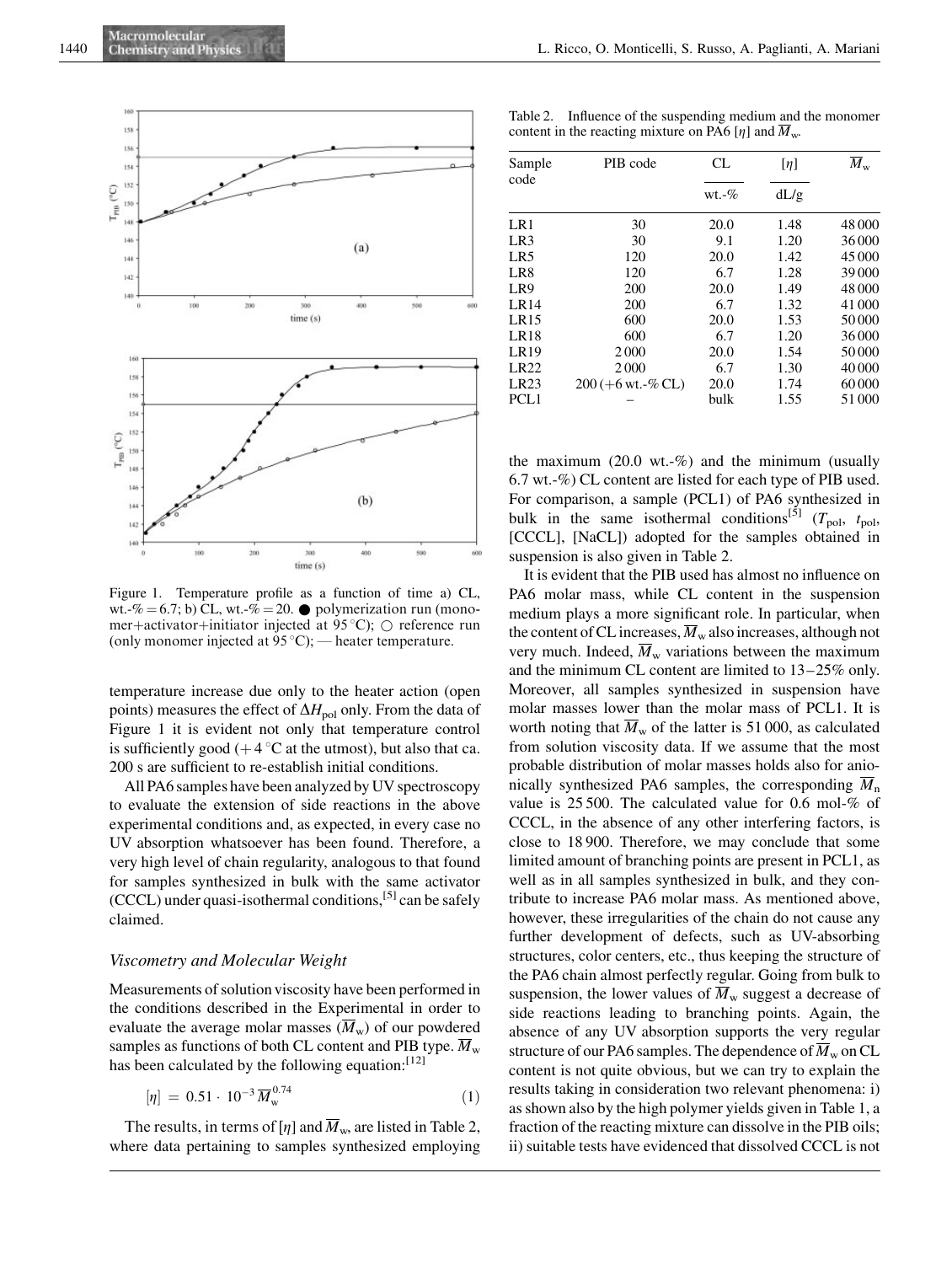Figure 1. Temperature profile as a function of time a) CL, wt.-% = 6.7; b) CL, wt.-% = 20. ● polymerization run (monomer+activator+initiator injected at 95 °C); ○ reference run (only monomer injected at 95 °C); — heater temperature.

temperature increase due only to the heater action (open points) measures the effect of $\Delta H_{pol}$ only. From the data of Figure 1 it is evident not only that temperature control is sufficiently good (+ 4 °C at the utmost), but also that ca. 200 s are sufficient to re-establish initial conditions.

All PA6 samples have been analyzed by UV spectroscopy to evaluate the extension of side reactions in the above experimental conditions and, as expected, in every case no UV absorption whatsoever has been found. Therefore, a very high level of chain regularity, analogous to that found for samples synthesized in bulk with the same activator (CCCL) under quasi-isothermal conditions,[5] can be safely claimed.

### Viscometry and Molecular Weight

Measurements of solution viscosity have been performed in the conditions described in the Experimental in order to evaluate the average molar masses ($\overline{M}_w$) of our powdered samples as functions of both CL content and PIB type. $\overline{M}_w$ has been calculated by the following equation:[12]

$$[\eta] = 0.51 \cdot 10^{-3}\,\overline{M}_w^{0.74} \tag{1}$$

The results, in terms of $[\eta]$ and $\overline{M}_w$, are listed in Table 2, where data pertaining to samples synthesized employing the maximum (20.0 wt.-%) and the minimum (usually 6.7 wt.-%) CL content are listed for each type of PIB used. For comparison, a sample (PCL1) of PA6 synthesized in bulk in the same isothermal conditions[5] ($T_{pol}$, $t_{pol}$, [CCCL], [NaCL]) adopted for the samples obtained in suspension is also given in Table 2.

Table 2. Influence of the suspending medium and the monomer content in the reacting mixture on PA6 $[\eta]$ and $\overline{M}_w$.

| Sample code | PIB code | CL wt.-% | $[\eta]$ dL/g | $\overline{M}_w$ |
|---|---|---|---|---|
| LR1 | 30 | 20.0 | 1.48 | 48 000 |
| LR3 | 30 | 9.1 | 1.20 | 36 000 |
| LR5 | 120 | 20.0 | 1.42 | 45 000 |
| LR8 | 120 | 6.7 | 1.28 | 39 000 |
| LR9 | 200 | 20.0 | 1.49 | 48 000 |
| LR14 | 200 | 6.7 | 1.32 | 41 000 |
| LR15 | 600 | 20.0 | 1.53 | 50 000 |
| LR18 | 600 | 6.7 | 1.20 | 36 000 |
| LR19 | 2 000 | 20.0 | 1.54 | 50 000 |
| LR22 | 2 000 | 6.7 | 1.30 | 40 000 |
| LR23 | 200 (+6 wt.-% CL) | 20.0 | 1.74 | 60 000 |
| PCL1 | – | bulk | 1.55 | 51 000 |

It is evident that the PIB used has almost no influence on PA6 molar mass, while CL content in the suspension medium plays a more significant role. In particular, when the content of CL increases, $\overline{M}_w$ also increases, although not very much. Indeed, $\overline{M}_w$ variations between the maximum and the minimum CL content are limited to 13–25% only. Moreover, all samples synthesized in suspension have molar masses lower than the molar mass of PCL1. It is worth noting that $\overline{M}_w$ of the latter is 51 000, as calculated from solution viscosity data. If we assume that the most probable distribution of molar masses holds also for anionically synthesized PA6 samples, the corresponding $\overline{M}_n$ value is 25 500. The calculated value for 0.6 mol-% of CCCL, in the absence of any other interfering factors, is close to 18 900. Therefore, we may conclude that some limited amount of branching points are present in PCL1, as well as in all samples synthesized in bulk, and they contribute to increase PA6 molar mass. As mentioned above, however, these irregularities of the chain do not cause any further development of defects, such as UV-absorbing structures, color centers, etc., thus keeping the structure of the PA6 chain almost perfectly regular. Going from bulk to suspension, the lower values of $\overline{M}_w$ suggest a decrease of side reactions leading to branching points. Again, the absence of any UV absorption supports the very regular structure of our PA6 samples. The dependence of $\overline{M}_w$ on CL content is not quite obvious, but we can try to explain the results taking in consideration two relevant phenomena: i) as shown also by the high polymer yields given in Table 1, a fraction of the reacting mixture can dissolve in the PIB oils; ii) suitable tests have evidenced that dissolved CCCL is not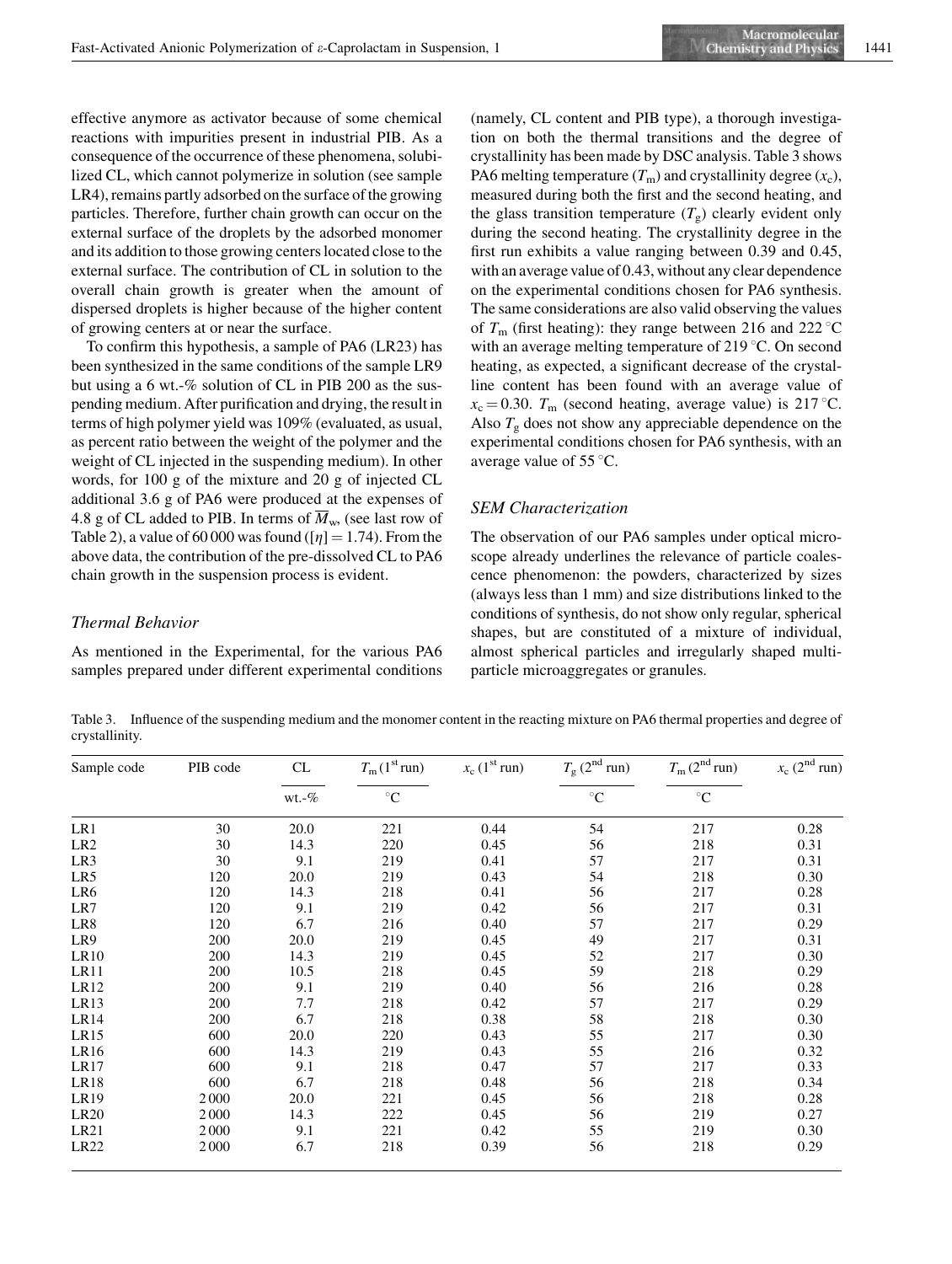effective anymore as activator because of some chemical reactions with impurities present in industrial PIB. As a consequence of the occurrence of these phenomena, solubilized CL, which cannot polymerize in solution (see sample LR4), remains partly adsorbed on the surface of the growing particles. Therefore, further chain growth can occur on the external surface of the droplets by the adsorbed monomer and its addition to those growing centers located close to the external surface. The contribution of CL in solution to the overall chain growth is greater when the amount of dispersed droplets is higher because of the higher content of growing centers at or near the surface.

To confirm this hypothesis, a sample of PA6 (LR23) has been synthesized in the same conditions of the sample LR9 but using a 6 wt.-% solution of CL in PIB 200 as the suspending medium. After purification and drying, the result in terms of high polymer yield was 109% (evaluated, as usual, as percent ratio between the weight of the polymer and the weight of CL injected in the suspending medium). In other words, for 100 g of the mixture and 20 g of injected CL additional 3.6 g of PA6 were produced at the expenses of 4.8 g of CL added to PIB. In terms of $\overline{M}_w$, (see last row of Table 2), a value of 60 000 was found ($[\eta] = 1.74$). From the above data, the contribution of the pre-dissolved CL to PA6 chain growth in the suspension process is evident.

## Thermal Behavior

As mentioned in the Experimental, for the various PA6 samples prepared under different experimental conditions (namely, CL content and PIB type), a thorough investigation on both the thermal transitions and the degree of crystallinity has been made by DSC analysis. Table 3 shows PA6 melting temperature ($T_m$) and crystallinity degree ($x_c$), measured during both the first and the second heating, and the glass transition temperature ($T_g$) clearly evident only during the second heating. The crystallinity degree in the first run exhibits a value ranging between 0.39 and 0.45, with an average value of 0.43, without any clear dependence on the experimental conditions chosen for PA6 synthesis. The same considerations are also valid observing the values of $T_m$ (first heating): they range between 216 and 222 °C with an average melting temperature of 219 °C. On second heating, as expected, a significant decrease of the crystalline content has been found with an average value of $x_c = 0.30$. $T_m$ (second heating, average value) is 217 °C. Also $T_g$ does not show any appreciable dependence on the experimental conditions chosen for PA6 synthesis, with an average value of 55 °C.

## SEM Characterization

The observation of our PA6 samples under optical microscope already underlines the relevance of particle coalescence phenomenon: the powders, characterized by sizes (always less than 1 mm) and size distributions linked to the conditions of synthesis, do not show only regular, spherical shapes, but are constituted of a mixture of individual, almost spherical particles and irregularly shaped multiparticle microaggregates or granules.

Table 3. Influence of the suspending medium and the monomer content in the reacting mixture on PA6 thermal properties and degree of crystallinity.

| Sample code | PIB code | CL | $T_m$ (1st run) | $x_c$ (1st run) | $T_g$ (2nd run) | $T_m$ (2nd run) | $x_c$ (2nd run) |
|---|---|---|---|---|---|---|---|
| | | wt.-% | °C | | °C | °C | |
| LR1 | 30 | 20.0 | 221 | 0.44 | 54 | 217 | 0.28 |
| LR2 | 30 | 14.3 | 220 | 0.45 | 56 | 218 | 0.31 |
| LR3 | 30 | 9.1 | 219 | 0.41 | 57 | 217 | 0.31 |
| LR5 | 120 | 20.0 | 219 | 0.43 | 54 | 218 | 0.30 |
| LR6 | 120 | 14.3 | 218 | 0.41 | 56 | 217 | 0.28 |
| LR7 | 120 | 9.1 | 219 | 0.42 | 56 | 217 | 0.31 |
| LR8 | 120 | 6.7 | 216 | 0.40 | 57 | 217 | 0.29 |
| LR9 | 200 | 20.0 | 219 | 0.45 | 49 | 217 | 0.31 |
| LR10 | 200 | 14.3 | 219 | 0.45 | 52 | 217 | 0.30 |
| LR11 | 200 | 10.5 | 218 | 0.45 | 59 | 218 | 0.29 |
| LR12 | 200 | 9.1 | 219 | 0.40 | 56 | 216 | 0.28 |
| LR13 | 200 | 7.7 | 218 | 0.42 | 57 | 217 | 0.29 |
| LR14 | 200 | 6.7 | 218 | 0.38 | 58 | 218 | 0.30 |
| LR15 | 600 | 20.0 | 220 | 0.43 | 55 | 217 | 0.30 |
| LR16 | 600 | 14.3 | 219 | 0.43 | 55 | 216 | 0.32 |
| LR17 | 600 | 9.1 | 218 | 0.47 | 57 | 217 | 0.33 |
| LR18 | 600 | 6.7 | 218 | 0.48 | 56 | 218 | 0.34 |
| LR19 | 2000 | 20.0 | 221 | 0.45 | 56 | 218 | 0.28 |
| LR20 | 2000 | 14.3 | 222 | 0.45 | 56 | 219 | 0.27 |
| LR21 | 2000 | 9.1 | 221 | 0.42 | 55 | 219 | 0.30 |
| LR22 | 2000 | 6.7 | 218 | 0.39 | 56 | 218 | 0.29 |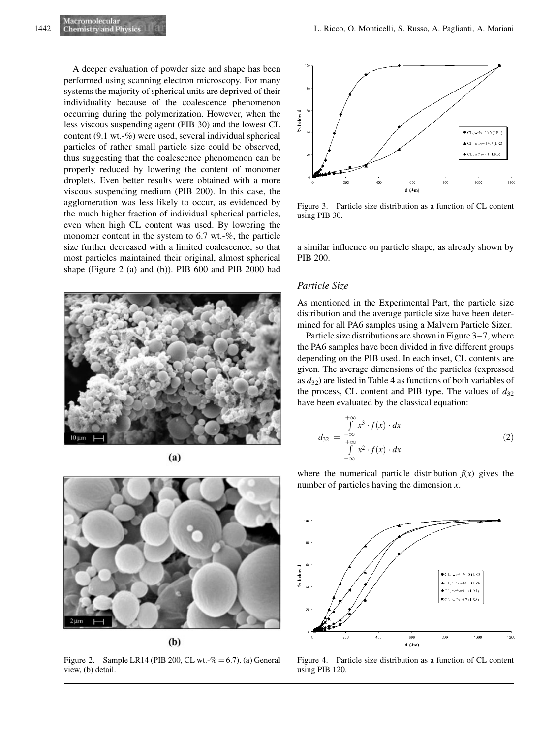A deeper evaluation of powder size and shape has been performed using scanning electron microscopy. For many systems the majority of spherical units are deprived of their individuality because of the coalescence phenomenon occurring during the polymerization. However, when the less viscous suspending agent (PIB 30) and the lowest CL content (9.1 wt.-%) were used, several individual spherical particles of rather small particle size could be observed, thus suggesting that the coalescence phenomenon can be properly reduced by lowering the content of monomer droplets. Even better results were obtained with a more viscous suspending medium (PIB 200). In this case, the agglomeration was less likely to occur, as evidenced by the much higher fraction of individual spherical particles, even when high CL content was used. By lowering the monomer content in the system to 6.7 wt.-%, the particle size further decreased with a limited coalescence, so that most particles maintained their original, almost spherical shape (Figure 2 (a) and (b)). PIB 600 and PIB 2000 had a similar influence on particle shape, as already shown by PIB 200.

Figure 2. Sample LR14 (PIB 200, CL wt.-% = 6.7). (a) General view, (b) detail.

Figure 3. Particle size distribution as a function of CL content using PIB 30.

## Particle Size

As mentioned in the Experimental Part, the particle size distribution and the average particle size have been determined for all PA6 samples using a Malvern Particle Sizer.

Particle size distributions are shown in Figure 3–7, where the PA6 samples have been divided in five different groups depending on the PIB used. In each inset, CL contents are given. The average dimensions of the particles (expressed as $d_{32}$) are listed in Table 4 as functions of both variables of the process, CL content and PIB type. The values of $d_{32}$ have been evaluated by the classical equation:

$$d_{32} = \frac{\int_{-\infty}^{+\infty} x^3 \cdot f(x) \cdot dx}{\int_{-\infty}^{+\infty} x^2 \cdot f(x) \cdot dx} \tag{2}$$

where the numerical particle distribution $f(x)$ gives the number of particles having the dimension $x$.

Figure 4. Particle size distribution as a function of CL content using PIB 120.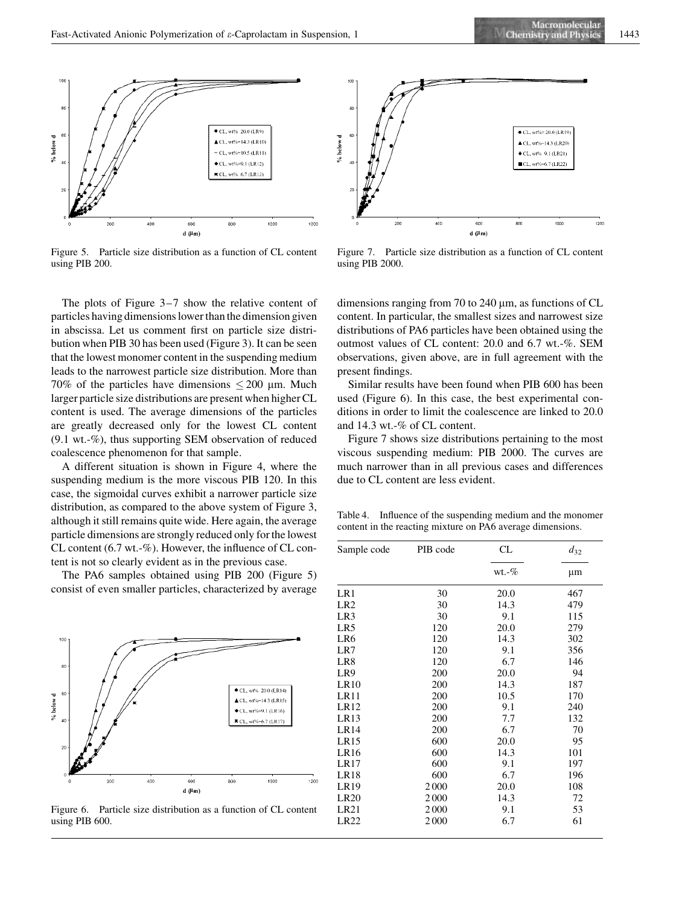Figure 5. Particle size distribution as a function of CL content using PIB 200.

Figure 7. Particle size distribution as a function of CL content using PIB 2000.

The plots of Figure 3–7 show the relative content of particles having dimensions lower than the dimension given in abscissa. Let us comment first on particle size distribution when PIB 30 has been used (Figure 3). It can be seen that the lowest monomer content in the suspending medium leads to the narrowest particle size distribution. More than 70% of the particles have dimensions ≤ 200 μm. Much larger particle size distributions are present when higher CL content is used. The average dimensions of the particles are greatly decreased only for the lowest CL content (9.1 wt.-%), thus supporting SEM observation of reduced coalescence phenomenon for that sample.

A different situation is shown in Figure 4, where the suspending medium is the more viscous PIB 120. In this case, the sigmoidal curves exhibit a narrower particle size distribution, as compared to the above system of Figure 3, although it still remains quite wide. Here again, the average particle dimensions are strongly reduced only for the lowest CL content (6.7 wt.-%). However, the influence of CL content is not so clearly evident as in the previous case.

The PA6 samples obtained using PIB 200 (Figure 5) consist of even smaller particles, characterized by average dimensions ranging from 70 to 240 μm, as functions of CL content. In particular, the smallest sizes and narrowest size distributions of PA6 particles have been obtained using the outmost values of CL content: 20.0 and 6.7 wt.-%. SEM observations, given above, are in full agreement with the present findings.

Similar results have been found when PIB 600 has been used (Figure 6). In this case, the best experimental conditions in order to limit the coalescence are linked to 20.0 and 14.3 wt.-% of CL content.

Figure 7 shows size distributions pertaining to the most viscous suspending medium: PIB 2000. The curves are much narrower than in all previous cases and differences due to CL content are less evident.

Figure 6. Particle size distribution as a function of CL content using PIB 600.

Table 4. Influence of the suspending medium and the monomer content in the reacting mixture on PA6 average dimensions.

| Sample code | PIB code | CL | $d_{32}$ |
|---|---|---|---|
| | | wt.-% | μm |
| LR1 | 30 | 20.0 | 467 |
| LR2 | 30 | 14.3 | 479 |
| LR3 | 30 | 9.1 | 115 |
| LR5 | 120 | 20.0 | 279 |
| LR6 | 120 | 14.3 | 302 |
| LR7 | 120 | 9.1 | 356 |
| LR8 | 120 | 6.7 | 146 |
| LR9 | 200 | 20.0 | 94 |
| LR10 | 200 | 14.3 | 187 |
| LR11 | 200 | 10.5 | 170 |
| LR12 | 200 | 9.1 | 240 |
| LR13 | 200 | 7.7 | 132 |
| LR14 | 200 | 6.7 | 70 |
| LR15 | 600 | 20.0 | 95 |
| LR16 | 600 | 14.3 | 101 |
| LR17 | 600 | 9.1 | 197 |
| LR18 | 600 | 6.7 | 196 |
| LR19 | 2000 | 20.0 | 108 |
| LR20 | 2000 | 14.3 | 72 |
| LR21 | 2000 | 9.1 | 53 |
| LR22 | 2000 | 6.7 | 61 |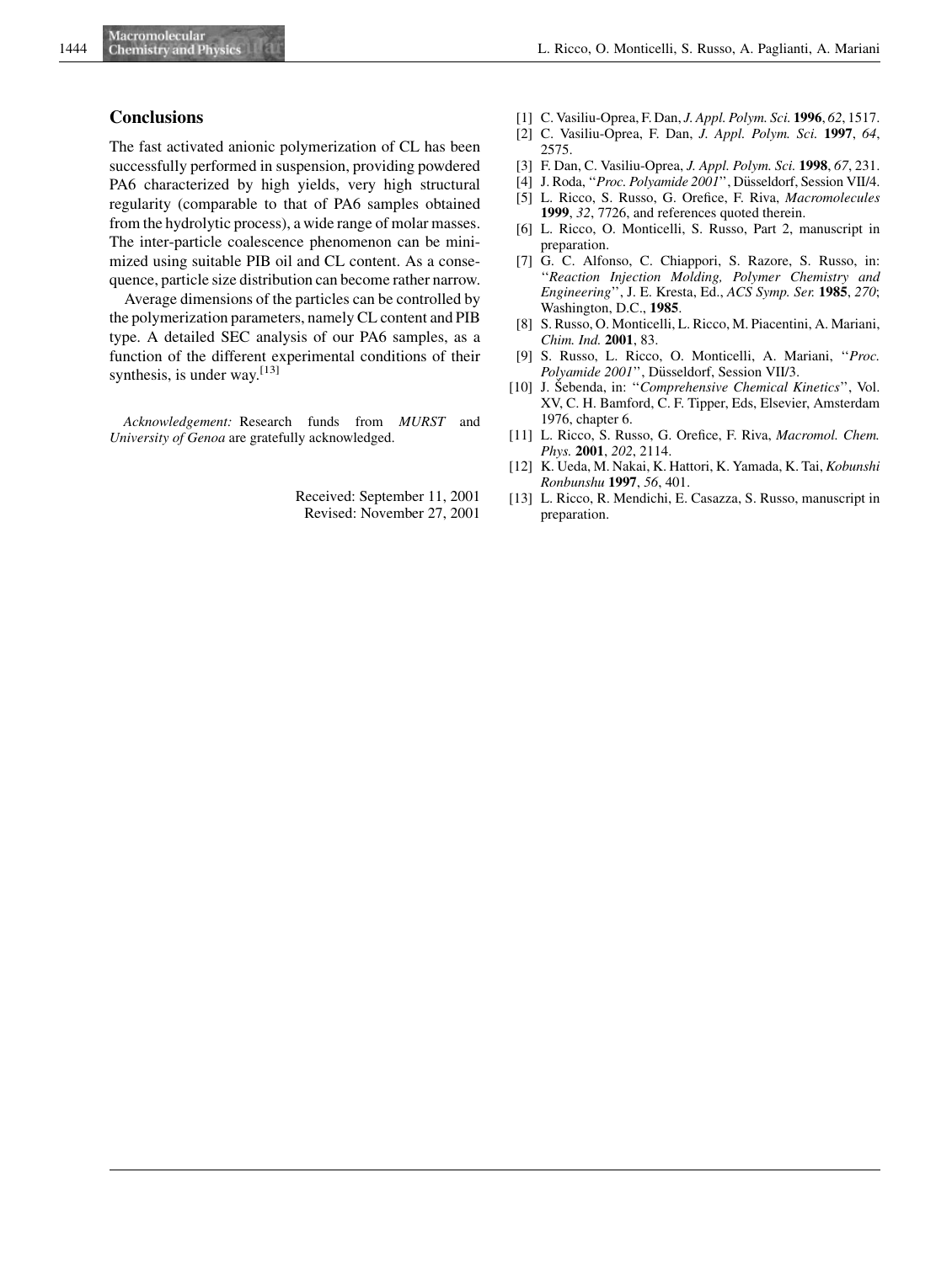## Conclusions

The fast activated anionic polymerization of CL has been successfully performed in suspension, providing powdered PA6 characterized by high yields, very high structural regularity (comparable to that of PA6 samples obtained from the hydrolytic process), a wide range of molar masses. The inter-particle coalescence phenomenon can be minimized using suitable PIB oil and CL content. As a consequence, particle size distribution can become rather narrow.

Average dimensions of the particles can be controlled by the polymerization parameters, namely CL content and PIB type. A detailed SEC analysis of our PA6 samples, as a function of the different experimental conditions of their synthesis, is under way.[13]

*Acknowledgement:* Research funds from *MURST* and *University of Genoa* are gratefully acknowledged.

Received: September 11, 2001
Revised: November 27, 2001

[1] C. Vasiliu-Oprea, F. Dan, *J. Appl. Polym. Sci.* **1996**, *62*, 1517.
[2] C. Vasiliu-Oprea, F. Dan, *J. Appl. Polym. Sci.* **1997**, *64*, 2575.
[3] F. Dan, C. Vasiliu-Oprea, *J. Appl. Polym. Sci.* **1998**, *67*, 231.
[4] J. Roda, "*Proc. Polyamide 2001*", Düsseldorf, Session VII/4.
[5] L. Ricco, S. Russo, G. Orefice, F. Riva, *Macromolecules* **1999**, *32*, 7726, and references quoted therein.
[6] L. Ricco, O. Monticelli, S. Russo, Part 2, manuscript in preparation.
[7] G. C. Alfonso, C. Chiappori, S. Razore, S. Russo, in: "*Reaction Injection Molding, Polymer Chemistry and Engineering*", J. E. Kresta, Ed., *ACS Symp. Ser.* **1985**, *270*; Washington, D.C., **1985**.
[8] S. Russo, O. Monticelli, L. Ricco, M. Piacentini, A. Mariani, *Chim. Ind.* **2001**, 83.
[9] S. Russo, L. Ricco, O. Monticelli, A. Mariani, "*Proc. Polyamide 2001*", Düsseldorf, Session VII/3.
[10] J. Šebenda, in: "*Comprehensive Chemical Kinetics*", Vol. XV, C. H. Bamford, C. F. Tipper, Eds, Elsevier, Amsterdam 1976, chapter 6.
[11] L. Ricco, S. Russo, G. Orefice, F. Riva, *Macromol. Chem. Phys.* **2001**, *202*, 2114.
[12] K. Ueda, M. Nakai, K. Hattori, K. Yamada, K. Tai, *Kobunshi Ronbunshu* **1997**, *56*, 401.
[13] L. Ricco, R. Mendichi, E. Casazza, S. Russo, manuscript in preparation.